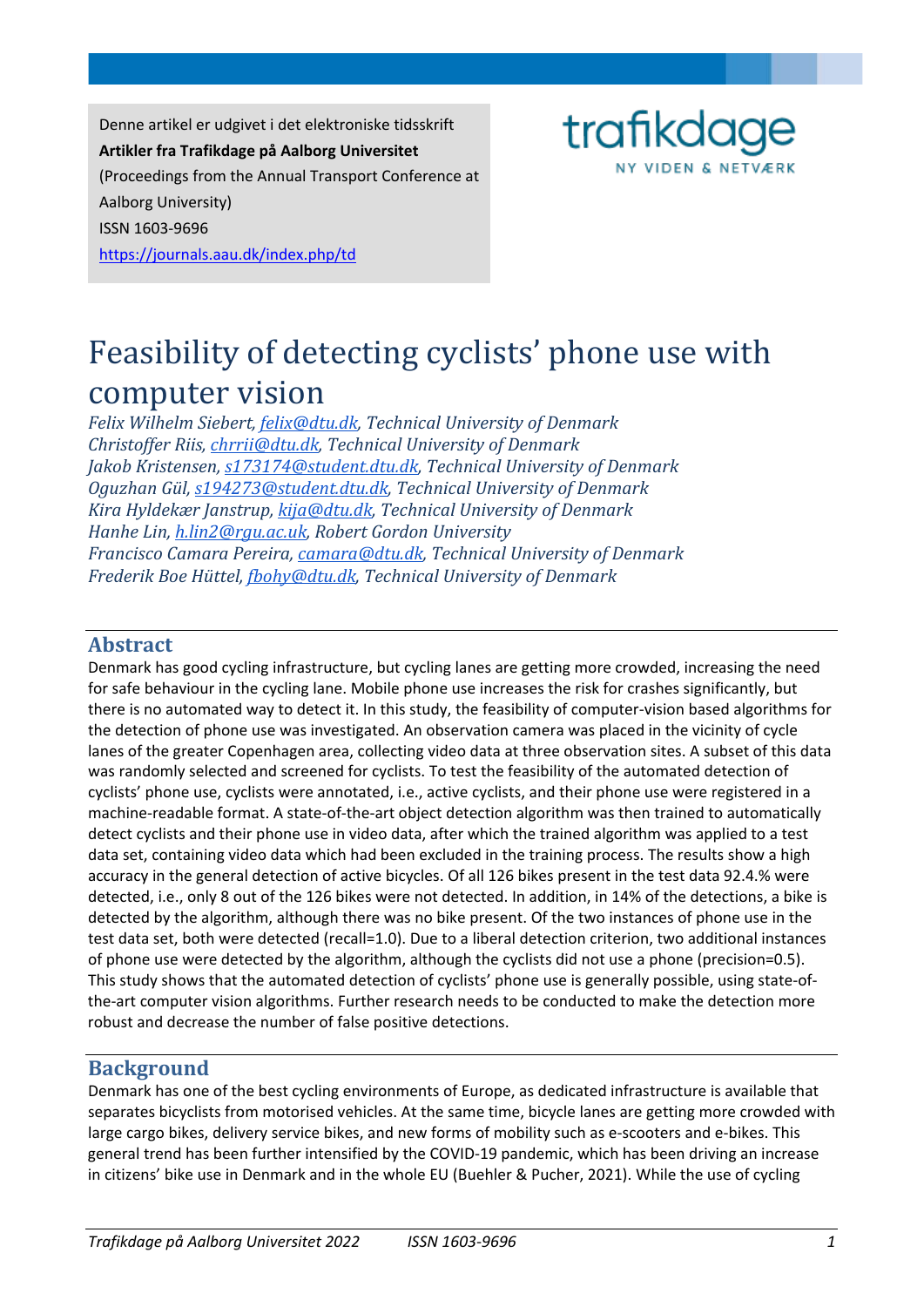Denne artikel er udgivet i det elektroniske tidsskrift
**Artikler fra Trafikdage på Aalborg Universitet**
(Proceedings from the Annual Transport Conference at Aalborg University)
ISSN 1603-9696
https://journals.aau.dk/index.php/td

# Feasibility of detecting cyclists' phone use with computer vision

*Felix Wilhelm Siebert, felix@dtu.dk, Technical University of Denmark*
*Christoffer Riis, chrrii@dtu.dk, Technical University of Denmark*
*Jakob Kristensen, s173174@student.dtu.dk, Technical University of Denmark*
*Oguzhan Gül, s194273@student.dtu.dk, Technical University of Denmark*
*Kira Hyldekær Janstrup, kija@dtu.dk, Technical University of Denmark*
*Hanhe Lin, h.lin2@rgu.ac.uk, Robert Gordon University*
*Francisco Camara Pereira, camara@dtu.dk, Technical University of Denmark*
*Frederik Boe Hüttel, fbohy@dtu.dk, Technical University of Denmark*

## Abstract

Denmark has good cycling infrastructure, but cycling lanes are getting more crowded, increasing the need for safe behaviour in the cycling lane. Mobile phone use increases the risk for crashes significantly, but there is no automated way to detect it. In this study, the feasibility of computer-vision based algorithms for the detection of phone use was investigated. An observation camera was placed in the vicinity of cycle lanes of the greater Copenhagen area, collecting video data at three observation sites. A subset of this data was randomly selected and screened for cyclists. To test the feasibility of the automated detection of cyclists' phone use, cyclists were annotated, i.e., active cyclists, and their phone use were registered in a machine-readable format. A state-of-the-art object detection algorithm was then trained to automatically detect cyclists and their phone use in video data, after which the trained algorithm was applied to a test data set, containing video data which had been excluded in the training process. The results show a high accuracy in the general detection of active bicycles. Of all 126 bikes present in the test data 92.4.% were detected, i.e., only 8 out of the 126 bikes were not detected. In addition, in 14% of the detections, a bike is detected by the algorithm, although there was no bike present. Of the two instances of phone use in the test data set, both were detected (recall=1.0). Due to a liberal detection criterion, two additional instances of phone use were detected by the algorithm, although the cyclists did not use a phone (precision=0.5). This study shows that the automated detection of cyclists' phone use is generally possible, using state-of-the-art computer vision algorithms. Further research needs to be conducted to make the detection more robust and decrease the number of false positive detections.

## Background

Denmark has one of the best cycling environments of Europe, as dedicated infrastructure is available that separates bicyclists from motorised vehicles. At the same time, bicycle lanes are getting more crowded with large cargo bikes, delivery service bikes, and new forms of mobility such as e-scooters and e-bikes. This general trend has been further intensified by the COVID-19 pandemic, which has been driving an increase in citizens' bike use in Denmark and in the whole EU (Buehler & Pucher, 2021). While the use of cycling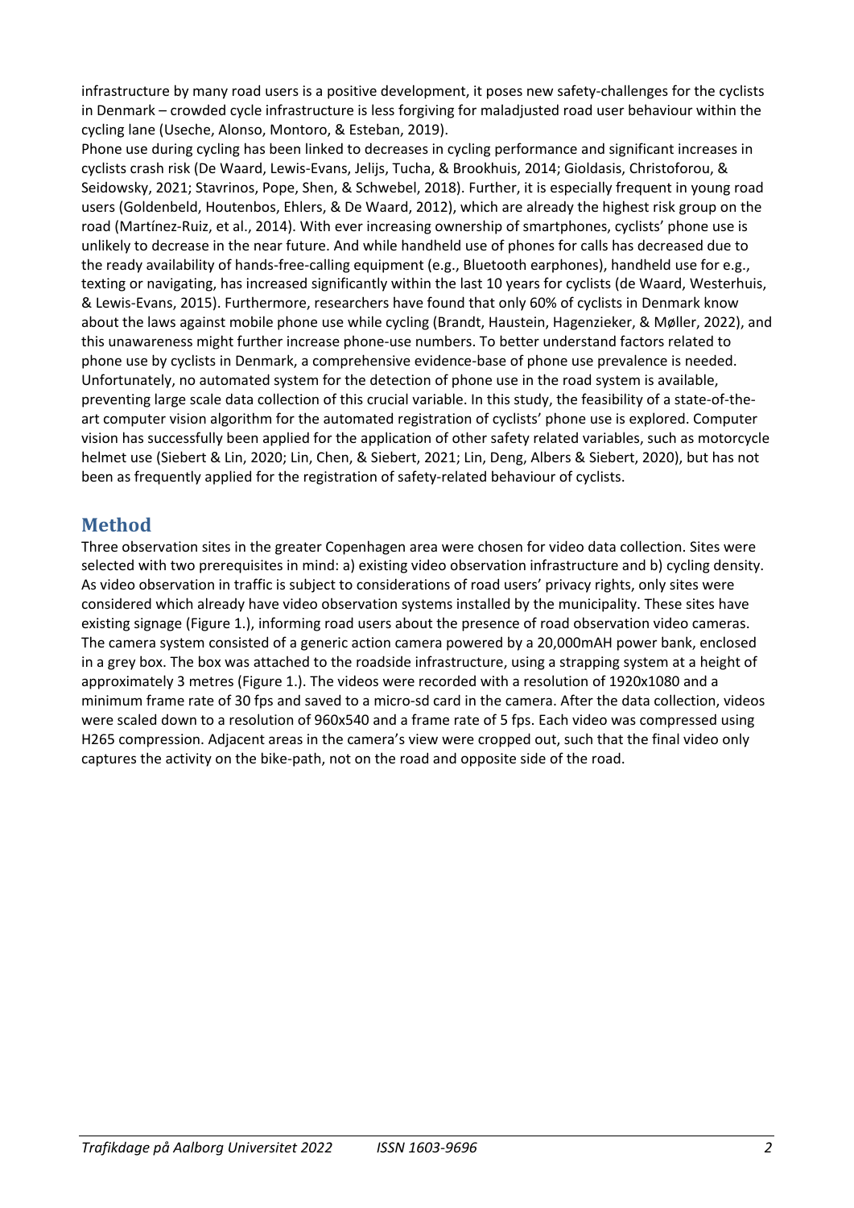infrastructure by many road users is a positive development, it poses new safety-challenges for the cyclists in Denmark – crowded cycle infrastructure is less forgiving for maladjusted road user behaviour within the cycling lane (Useche, Alonso, Montoro, & Esteban, 2019).

Phone use during cycling has been linked to decreases in cycling performance and significant increases in cyclists crash risk (De Waard, Lewis-Evans, Jelijs, Tucha, & Brookhuis, 2014; Gioldasis, Christoforou, & Seidowsky, 2021; Stavrinos, Pope, Shen, & Schwebel, 2018). Further, it is especially frequent in young road users (Goldenbeld, Houtenbos, Ehlers, & De Waard, 2012), which are already the highest risk group on the road (Martínez-Ruiz, et al., 2014). With ever increasing ownership of smartphones, cyclists' phone use is unlikely to decrease in the near future. And while handheld use of phones for calls has decreased due to the ready availability of hands-free-calling equipment (e.g., Bluetooth earphones), handheld use for e.g., texting or navigating, has increased significantly within the last 10 years for cyclists (de Waard, Westerhuis, & Lewis-Evans, 2015). Furthermore, researchers have found that only 60% of cyclists in Denmark know about the laws against mobile phone use while cycling (Brandt, Haustein, Hagenzieker, & Møller, 2022), and this unawareness might further increase phone-use numbers. To better understand factors related to phone use by cyclists in Denmark, a comprehensive evidence-base of phone use prevalence is needed. Unfortunately, no automated system for the detection of phone use in the road system is available, preventing large scale data collection of this crucial variable. In this study, the feasibility of a state-of-the-art computer vision algorithm for the automated registration of cyclists' phone use is explored. Computer vision has successfully been applied for the application of other safety related variables, such as motorcycle helmet use (Siebert & Lin, 2020; Lin, Chen, & Siebert, 2021; Lin, Deng, Albers & Siebert, 2020), but has not been as frequently applied for the registration of safety-related behaviour of cyclists.

## Method

Three observation sites in the greater Copenhagen area were chosen for video data collection. Sites were selected with two prerequisites in mind: a) existing video observation infrastructure and b) cycling density. As video observation in traffic is subject to considerations of road users' privacy rights, only sites were considered which already have video observation systems installed by the municipality. These sites have existing signage (Figure 1.), informing road users about the presence of road observation video cameras. The camera system consisted of a generic action camera powered by a 20,000mAH power bank, enclosed in a grey box. The box was attached to the roadside infrastructure, using a strapping system at a height of approximately 3 metres (Figure 1.). The videos were recorded with a resolution of 1920x1080 and a minimum frame rate of 30 fps and saved to a micro-sd card in the camera. After the data collection, videos were scaled down to a resolution of 960x540 and a frame rate of 5 fps. Each video was compressed using H265 compression. Adjacent areas in the camera's view were cropped out, such that the final video only captures the activity on the bike-path, not on the road and opposite side of the road.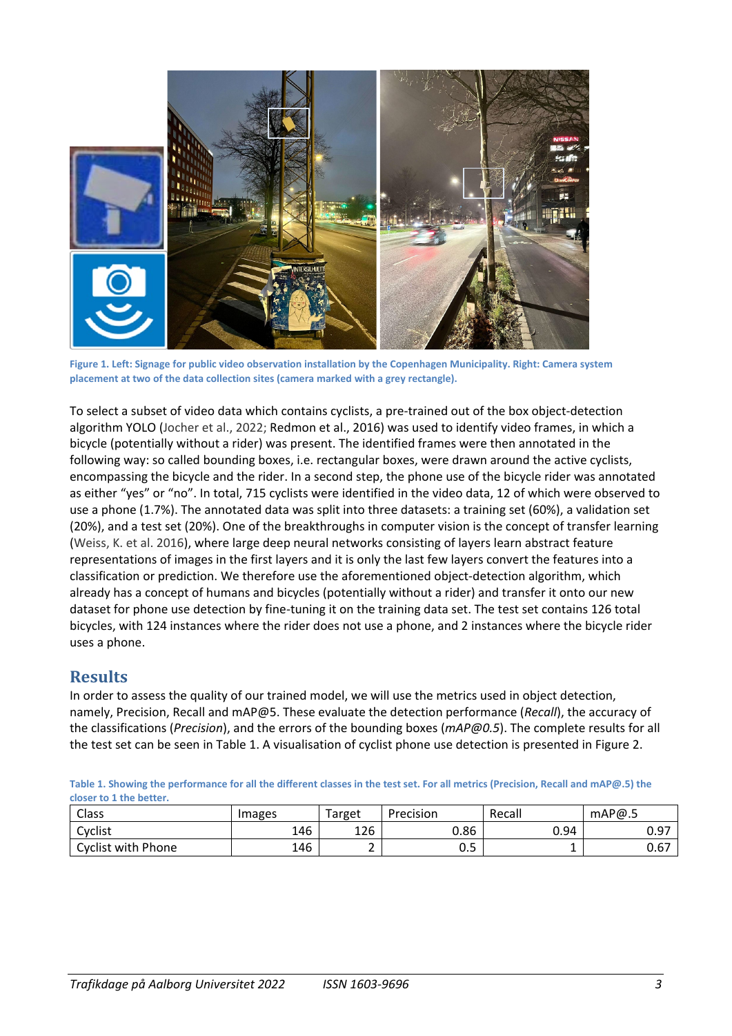Figure 1. Left: Signage for public video observation installation by the Copenhagen Municipality. Right: Camera system placement at two of the data collection sites (camera marked with a grey rectangle).

To select a subset of video data which contains cyclists, a pre-trained out of the box object-detection algorithm YOLO (Jocher et al., 2022; Redmon et al., 2016) was used to identify video frames, in which a bicycle (potentially without a rider) was present. The identified frames were then annotated in the following way: so called bounding boxes, i.e. rectangular boxes, were drawn around the active cyclists, encompassing the bicycle and the rider. In a second step, the phone use of the bicycle rider was annotated as either "yes" or "no". In total, 715 cyclists were identified in the video data, 12 of which were observed to use a phone (1.7%). The annotated data was split into three datasets: a training set (60%), a validation set (20%), and a test set (20%). One of the breakthroughs in computer vision is the concept of transfer learning (Weiss, K. et al. 2016), where large deep neural networks consisting of layers learn abstract feature representations of images in the first layers and it is only the last few layers convert the features into a classification or prediction. We therefore use the aforementioned object-detection algorithm, which already has a concept of humans and bicycles (potentially without a rider) and transfer it onto our new dataset for phone use detection by fine-tuning it on the training data set. The test set contains 126 total bicycles, with 124 instances where the rider does not use a phone, and 2 instances where the bicycle rider uses a phone.

## Results

In order to assess the quality of our trained model, we will use the metrics used in object detection, namely, Precision, Recall and mAP@5. These evaluate the detection performance (*Recall*), the accuracy of the classifications (*Precision*), and the errors of the bounding boxes (*mAP@0.5*). The complete results for all the test set can be seen in Table 1. A visualisation of cyclist phone use detection is presented in Figure 2.

Table 1. Showing the performance for all the different classes in the test set. For all metrics (Precision, Recall and mAP@.5) the closer to 1 the better.

| Class | Images | Target | Precision | Recall | mAP@.5 |
|---|---|---|---|---|---|
| Cyclist | 146 | 126 | 0.86 | 0.94 | 0.97 |
| Cyclist with Phone | 146 | 2 | 0.5 | 1 | 0.67 |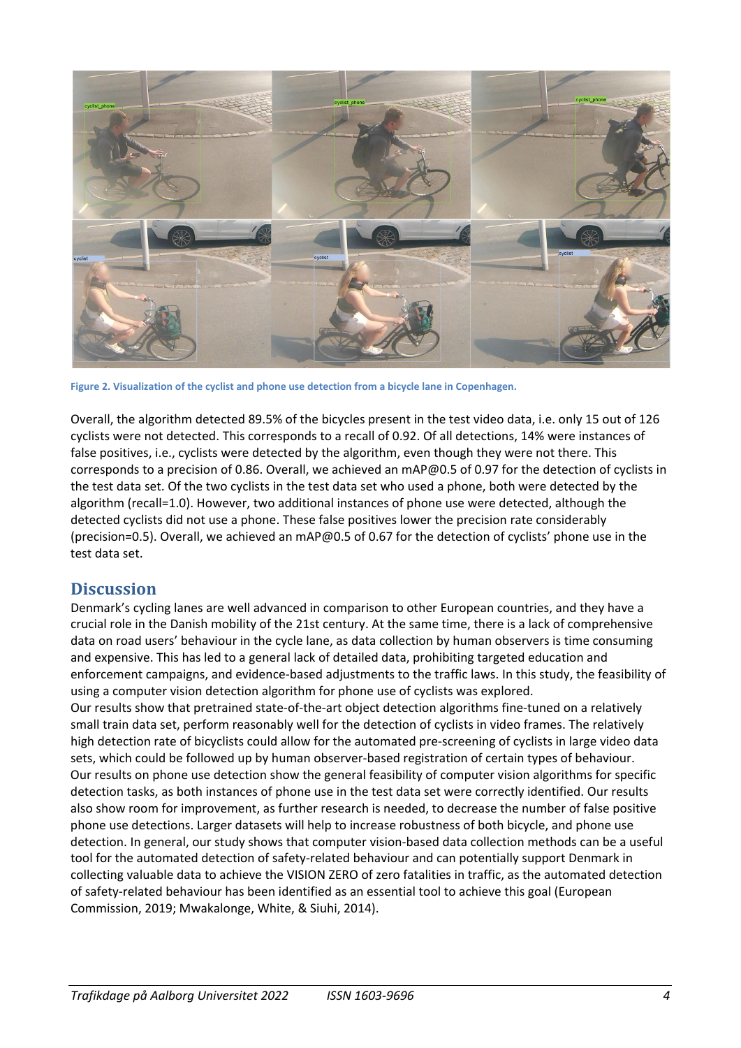Figure 2. Visualization of the cyclist and phone use detection from a bicycle lane in Copenhagen.

Overall, the algorithm detected 89.5% of the bicycles present in the test video data, i.e. only 15 out of 126 cyclists were not detected. This corresponds to a recall of 0.92. Of all detections, 14% were instances of false positives, i.e., cyclists were detected by the algorithm, even though they were not there. This corresponds to a precision of 0.86. Overall, we achieved an mAP@0.5 of 0.97 for the detection of cyclists in the test data set. Of the two cyclists in the test data set who used a phone, both were detected by the algorithm (recall=1.0). However, two additional instances of phone use were detected, although the detected cyclists did not use a phone. These false positives lower the precision rate considerably (precision=0.5). Overall, we achieved an mAP@0.5 of 0.67 for the detection of cyclists' phone use in the test data set.

## Discussion

Denmark's cycling lanes are well advanced in comparison to other European countries, and they have a crucial role in the Danish mobility of the 21st century. At the same time, there is a lack of comprehensive data on road users' behaviour in the cycle lane, as data collection by human observers is time consuming and expensive. This has led to a general lack of detailed data, prohibiting targeted education and enforcement campaigns, and evidence-based adjustments to the traffic laws. In this study, the feasibility of using a computer vision detection algorithm for phone use of cyclists was explored.

Our results show that pretrained state-of-the-art object detection algorithms fine-tuned on a relatively small train data set, perform reasonably well for the detection of cyclists in video frames. The relatively high detection rate of bicyclists could allow for the automated pre-screening of cyclists in large video data sets, which could be followed up by human observer-based registration of certain types of behaviour. Our results on phone use detection show the general feasibility of computer vision algorithms for specific detection tasks, as both instances of phone use in the test data set were correctly identified. Our results also show room for improvement, as further research is needed, to decrease the number of false positive phone use detections. Larger datasets will help to increase robustness of both bicycle, and phone use detection. In general, our study shows that computer vision-based data collection methods can be a useful tool for the automated detection of safety-related behaviour and can potentially support Denmark in collecting valuable data to achieve the VISION ZERO of zero fatalities in traffic, as the automated detection of safety-related behaviour has been identified as an essential tool to achieve this goal (European Commission, 2019; Mwakalonge, White, & Siuhi, 2014).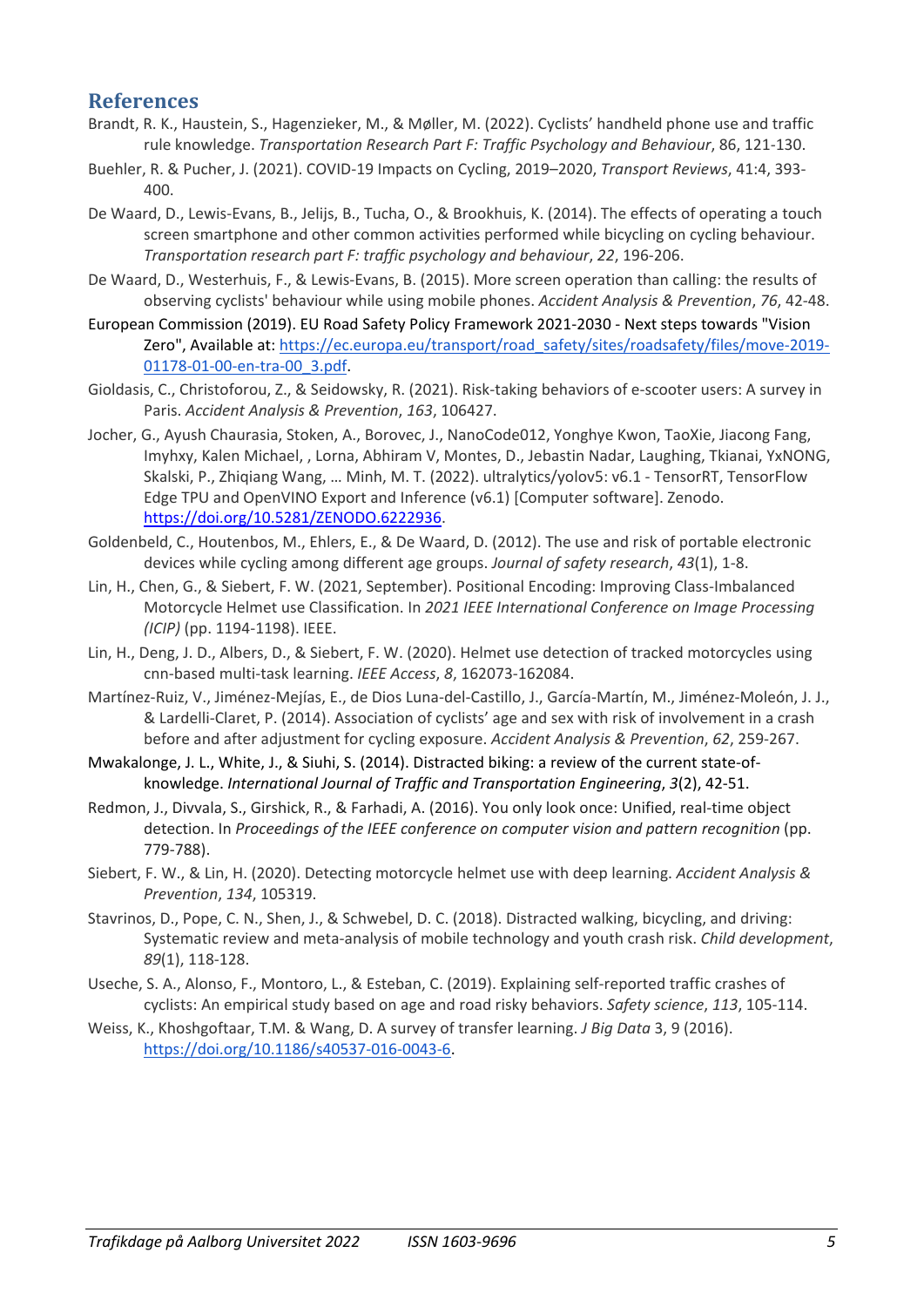## References

Brandt, R. K., Haustein, S., Hagenzieker, M., & Møller, M. (2022). Cyclists' handheld phone use and traffic rule knowledge. *Transportation Research Part F: Traffic Psychology and Behaviour*, 86, 121-130.

Buehler, R. & Pucher, J. (2021). COVID-19 Impacts on Cycling, 2019–2020, *Transport Reviews*, 41:4, 393-400.

De Waard, D., Lewis-Evans, B., Jelijs, B., Tucha, O., & Brookhuis, K. (2014). The effects of operating a touch screen smartphone and other common activities performed while bicycling on cycling behaviour. *Transportation research part F: traffic psychology and behaviour*, *22*, 196-206.

De Waard, D., Westerhuis, F., & Lewis-Evans, B. (2015). More screen operation than calling: the results of observing cyclists' behaviour while using mobile phones. *Accident Analysis & Prevention*, *76*, 42-48.

European Commission (2019). EU Road Safety Policy Framework 2021-2030 - Next steps towards "Vision Zero", Available at: https://ec.europa.eu/transport/road_safety/sites/roadsafety/files/move-2019-01178-01-00-en-tra-00_3.pdf.

Gioldasis, C., Christoforou, Z., & Seidowsky, R. (2021). Risk-taking behaviors of e-scooter users: A survey in Paris. *Accident Analysis & Prevention*, *163*, 106427.

Jocher, G., Ayush Chaurasia, Stoken, A., Borovec, J., NanoCode012, Yonghye Kwon, TaoXie, Jiacong Fang, Imyhxy, Kalen Michael, , Lorna, Abhiram V, Montes, D., Jebastin Nadar, Laughing, Tkianai, YxNONG, Skalski, P., Zhiqiang Wang, … Minh, M. T. (2022). ultralytics/yolov5: v6.1 - TensorRT, TensorFlow Edge TPU and OpenVINO Export and Inference (v6.1) [Computer software]. Zenodo. https://doi.org/10.5281/ZENODO.6222936.

Goldenbeld, C., Houtenbos, M., Ehlers, E., & De Waard, D. (2012). The use and risk of portable electronic devices while cycling among different age groups. *Journal of safety research*, *43*(1), 1-8.

Lin, H., Chen, G., & Siebert, F. W. (2021, September). Positional Encoding: Improving Class-Imbalanced Motorcycle Helmet use Classification. In *2021 IEEE International Conference on Image Processing (ICIP)* (pp. 1194-1198). IEEE.

Lin, H., Deng, J. D., Albers, D., & Siebert, F. W. (2020). Helmet use detection of tracked motorcycles using cnn-based multi-task learning. *IEEE Access*, *8*, 162073-162084.

Martínez-Ruiz, V., Jiménez-Mejías, E., de Dios Luna-del-Castillo, J., García-Martín, M., Jiménez-Moleón, J. J., & Lardelli-Claret, P. (2014). Association of cyclists' age and sex with risk of involvement in a crash before and after adjustment for cycling exposure. *Accident Analysis & Prevention*, *62*, 259-267.

Mwakalonge, J. L., White, J., & Siuhi, S. (2014). Distracted biking: a review of the current state-of-knowledge. *International Journal of Traffic and Transportation Engineering*, *3*(2), 42-51.

Redmon, J., Divvala, S., Girshick, R., & Farhadi, A. (2016). You only look once: Unified, real-time object detection. In *Proceedings of the IEEE conference on computer vision and pattern recognition* (pp. 779-788).

Siebert, F. W., & Lin, H. (2020). Detecting motorcycle helmet use with deep learning. *Accident Analysis & Prevention*, *134*, 105319.

Stavrinos, D., Pope, C. N., Shen, J., & Schwebel, D. C. (2018). Distracted walking, bicycling, and driving: Systematic review and meta-analysis of mobile technology and youth crash risk. *Child development*, *89*(1), 118-128.

Useche, S. A., Alonso, F., Montoro, L., & Esteban, C. (2019). Explaining self-reported traffic crashes of cyclists: An empirical study based on age and road risky behaviors. *Safety science*, *113*, 105-114.

Weiss, K., Khoshgoftaar, T.M. & Wang, D. A survey of transfer learning. *J Big Data* 3, 9 (2016). https://doi.org/10.1186/s40537-016-0043-6.